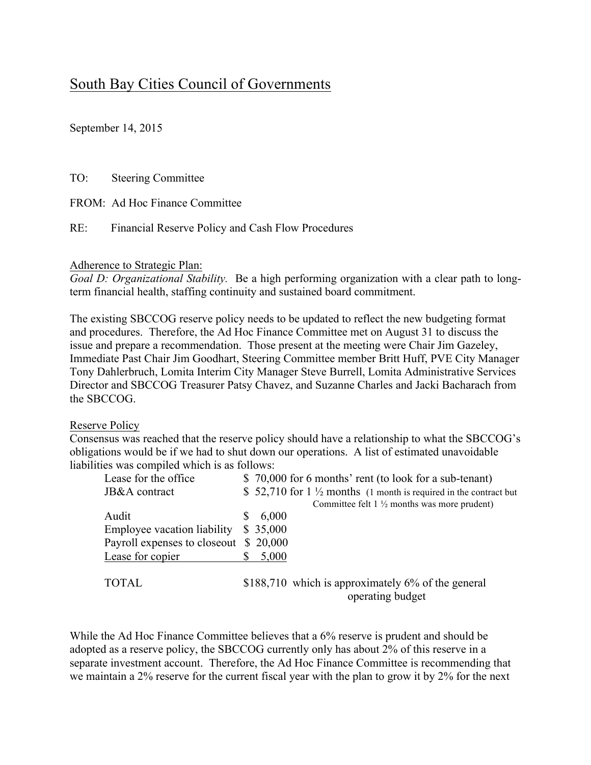# South Bay Cities Council of Governments

September 14, 2015

TO: Steering Committee

FROM: Ad Hoc Finance Committee

RE: Financial Reserve Policy and Cash Flow Procedures

Adherence to Strategic Plan:
*Goal D: Organizational Stability.* Be a high performing organization with a clear path to long-term financial health, staffing continuity and sustained board commitment.

The existing SBCCOG reserve policy needs to be updated to reflect the new budgeting format and procedures. Therefore, the Ad Hoc Finance Committee met on August 31 to discuss the issue and prepare a recommendation. Those present at the meeting were Chair Jim Gazeley, Immediate Past Chair Jim Goodhart, Steering Committee member Britt Huff, PVE City Manager Tony Dahlerbruch, Lomita Interim City Manager Steve Burrell, Lomita Administrative Services Director and SBCCOG Treasurer Patsy Chavez, and Suzanne Charles and Jacki Bacharach from the SBCCOG.

Reserve Policy
Consensus was reached that the reserve policy should have a relationship to what the SBCCOG's obligations would be if we had to shut down our operations. A list of estimated unavoidable liabilities was compiled which is as follows:

| | | |
|---|---|---|
| Lease for the office | $ 70,000 | for 6 months' rent (to look for a sub-tenant) |
| JB&A contract | $ 52,710 | for 1 ½ months (1 month is required in the contract but Committee felt 1 ½ months was more prudent) |
| Audit | $ 6,000 | |
| Employee vacation liability | $ 35,000 | |
| Payroll expenses to closeout | $ 20,000 | |
| Lease for copier | $ 5,000 | |
| TOTAL | $188,710 | which is approximately 6% of the general operating budget |

While the Ad Hoc Finance Committee believes that a 6% reserve is prudent and should be adopted as a reserve policy, the SBCCOG currently only has about 2% of this reserve in a separate investment account. Therefore, the Ad Hoc Finance Committee is recommending that we maintain a 2% reserve for the current fiscal year with the plan to grow it by 2% for the next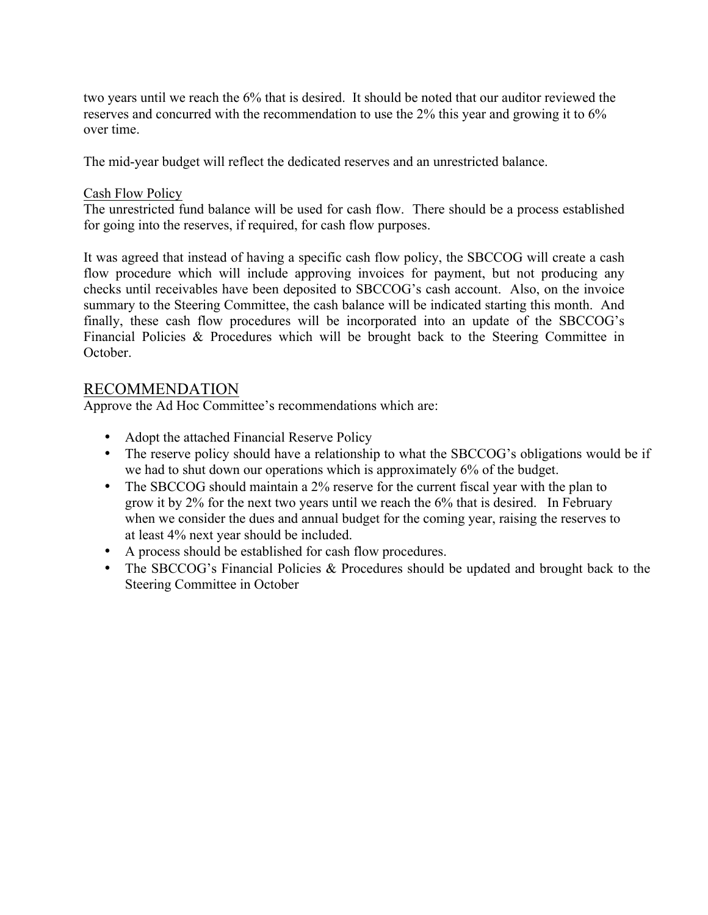two years until we reach the 6% that is desired. It should be noted that our auditor reviewed the reserves and concurred with the recommendation to use the 2% this year and growing it to 6% over time.

The mid-year budget will reflect the dedicated reserves and an unrestricted balance.

Cash Flow Policy

The unrestricted fund balance will be used for cash flow. There should be a process established for going into the reserves, if required, for cash flow purposes.

It was agreed that instead of having a specific cash flow policy, the SBCCOG will create a cash flow procedure which will include approving invoices for payment, but not producing any checks until receivables have been deposited to SBCCOG's cash account. Also, on the invoice summary to the Steering Committee, the cash balance will be indicated starting this month. And finally, these cash flow procedures will be incorporated into an update of the SBCCOG's Financial Policies & Procedures which will be brought back to the Steering Committee in October.

## RECOMMENDATION

Approve the Ad Hoc Committee's recommendations which are:

- Adopt the attached Financial Reserve Policy
- The reserve policy should have a relationship to what the SBCCOG's obligations would be if we had to shut down our operations which is approximately 6% of the budget.
- The SBCCOG should maintain a 2% reserve for the current fiscal year with the plan to grow it by 2% for the next two years until we reach the 6% that is desired. In February when we consider the dues and annual budget for the coming year, raising the reserves to at least 4% next year should be included.
- A process should be established for cash flow procedures.
- The SBCCOG's Financial Policies & Procedures should be updated and brought back to the Steering Committee in October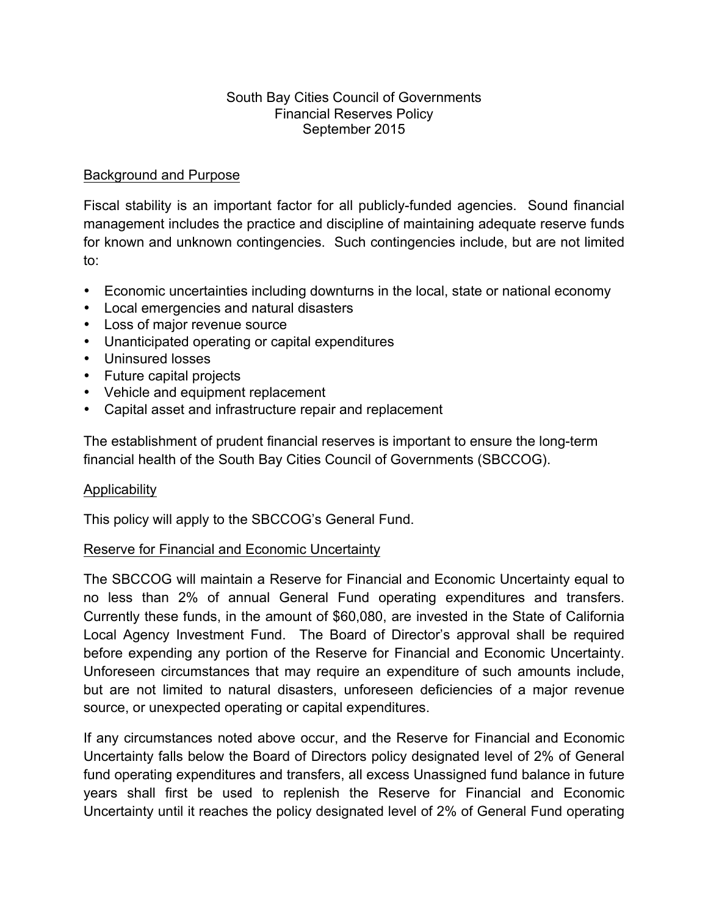South Bay Cities Council of Governments
Financial Reserves Policy
September 2015

## Background and Purpose

Fiscal stability is an important factor for all publicly-funded agencies. Sound financial management includes the practice and discipline of maintaining adequate reserve funds for known and unknown contingencies. Such contingencies include, but are not limited to:

- Economic uncertainties including downturns in the local, state or national economy
- Local emergencies and natural disasters
- Loss of major revenue source
- Unanticipated operating or capital expenditures
- Uninsured losses
- Future capital projects
- Vehicle and equipment replacement
- Capital asset and infrastructure repair and replacement

The establishment of prudent financial reserves is important to ensure the long-term financial health of the South Bay Cities Council of Governments (SBCCOG).

## Applicability

This policy will apply to the SBCCOG's General Fund.

## Reserve for Financial and Economic Uncertainty

The SBCCOG will maintain a Reserve for Financial and Economic Uncertainty equal to no less than 2% of annual General Fund operating expenditures and transfers. Currently these funds, in the amount of $60,080, are invested in the State of California Local Agency Investment Fund. The Board of Director's approval shall be required before expending any portion of the Reserve for Financial and Economic Uncertainty. Unforeseen circumstances that may require an expenditure of such amounts include, but are not limited to natural disasters, unforeseen deficiencies of a major revenue source, or unexpected operating or capital expenditures.

If any circumstances noted above occur, and the Reserve for Financial and Economic Uncertainty falls below the Board of Directors policy designated level of 2% of General fund operating expenditures and transfers, all excess Unassigned fund balance in future years shall first be used to replenish the Reserve for Financial and Economic Uncertainty until it reaches the policy designated level of 2% of General Fund operating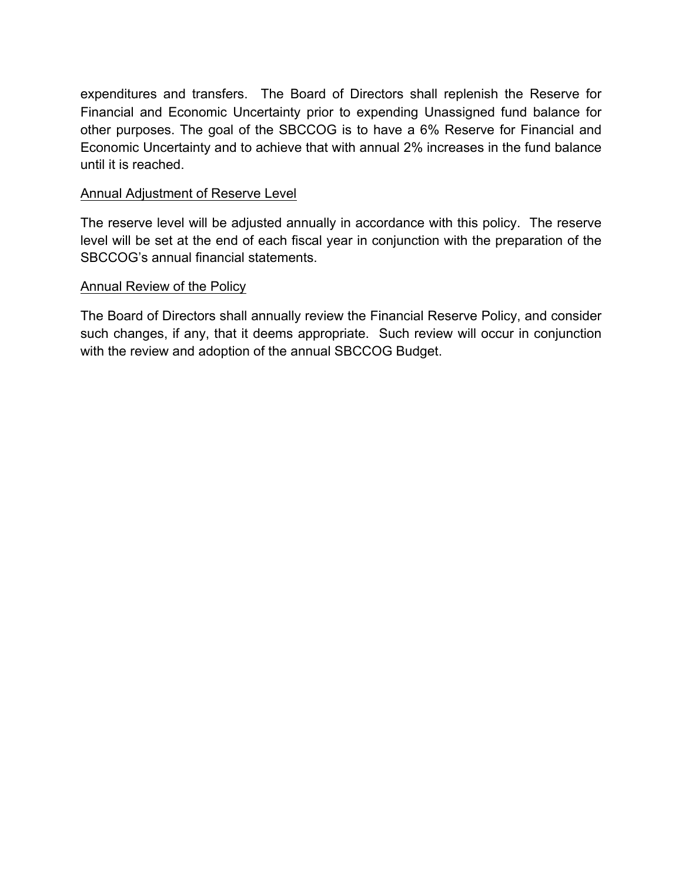expenditures and transfers. The Board of Directors shall replenish the Reserve for Financial and Economic Uncertainty prior to expending Unassigned fund balance for other purposes. The goal of the SBCCOG is to have a 6% Reserve for Financial and Economic Uncertainty and to achieve that with annual 2% increases in the fund balance until it is reached.

<u>Annual Adjustment of Reserve Level</u>

The reserve level will be adjusted annually in accordance with this policy. The reserve level will be set at the end of each fiscal year in conjunction with the preparation of the SBCCOG's annual financial statements.

<u>Annual Review of the Policy</u>

The Board of Directors shall annually review the Financial Reserve Policy, and consider such changes, if any, that it deems appropriate. Such review will occur in conjunction with the review and adoption of the annual SBCCOG Budget.